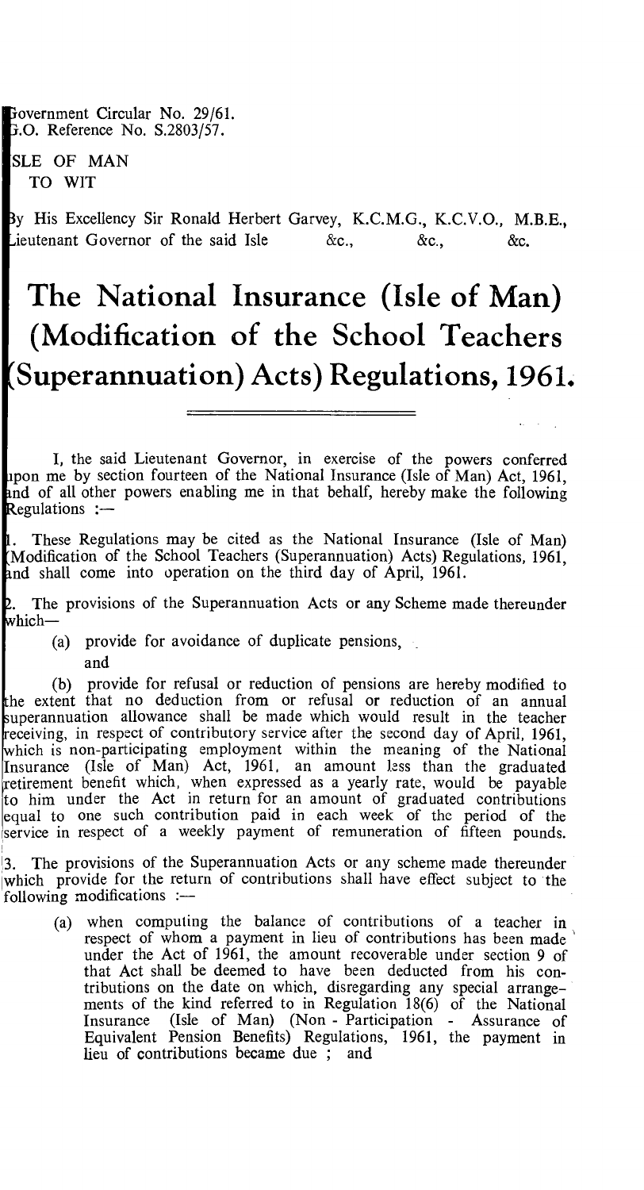Government Circular No. 29/61.
G.O. Reference No. S.2803/57.

ISLE OF MAN
TO WIT

By His Excellency Sir Ronald Herbert Garvey, K.C.M.G., K.C.V.O., M.B.E., Lieutenant Governor of the said Isle &c., &c., &c.

# The National Insurance (Isle of Man) (Modification of the School Teachers (Superannuation) Acts) Regulations, 1961.

I, the said Lieutenant Governor, in exercise of the powers conferred upon me by section fourteen of the National Insurance (Isle of Man) Act, 1961, and of all other powers enabling me in that behalf, hereby make the following Regulations :—

1. These Regulations may be cited as the National Insurance (Isle of Man) (Modification of the School Teachers (Superannuation) Acts) Regulations, 1961, and shall come into operation on the third day of April, 1961.

2. The provisions of the Superannuation Acts or any Scheme made thereunder which—

   (a) provide for avoidance of duplicate pensions,

   and

   (b) provide for refusal or reduction of pensions are hereby modified to the extent that no deduction from or refusal or reduction of an annual superannuation allowance shall be made which would result in the teacher receiving, in respect of contributory service after the second day of April, 1961, which is non-participating employment within the meaning of the National Insurance (Isle of Man) Act, 1961, an amount less than the graduated retirement benefit which, when expressed as a yearly rate, would be payable to him under the Act in return for an amount of graduated contributions equal to one such contribution paid in each week of the period of the service in respect of a weekly payment of remuneration of fifteen pounds.

3. The provisions of the Superannuation Acts or any scheme made thereunder which provide for the return of contributions shall have effect subject to the following modifications :—

   (a) when computing the balance of contributions of a teacher in respect of whom a payment in lieu of contributions has been made under the Act of 1961, the amount recoverable under section 9 of that Act shall be deemed to have been deducted from his contributions on the date on which, disregarding any special arrangements of the kind referred to in Regulation 18(6) of the National Insurance (Isle of Man) (Non - Participation - Assurance of Equivalent Pension Benefits) Regulations, 1961, the payment in lieu of contributions became due ; and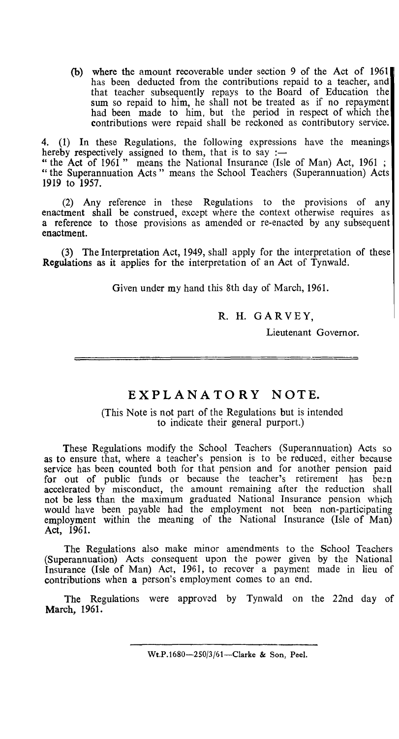(b) where the amount recoverable under section 9 of the Act of 1961 has been deducted from the contributions repaid to a teacher, and that teacher subsequently repays to the Board of Education the sum so repaid to him, he shall not be treated as if no repayment had been made to him, but the period in respect of which the contributions were repaid shall be reckoned as contributory service.

4. (1) In these Regulations, the following expressions have the meanings hereby respectively assigned to them, that is to say :—
" the Act of 1961 " means the National Insurance (Isle of Man) Act, 1961 ;
" the Superannuation Acts " means the School Teachers (Superannuation) Acts 1919 to 1957.

(2) Any reference in these Regulations to the provisions of any enactment shall be construed, except where the context otherwise requires as a reference to those provisions as amended or re-enacted by any subsequent enactment.

(3) The Interpretation Act, 1949, shall apply for the interpretation of these Regulations as it applies for the interpretation of an Act of Tynwald.

Given under my hand this 8th day of March, 1961.

R. H. GARVEY,

Lieutenant Governor.

## EXPLANATORY NOTE.

(This Note is not part of the Regulations but is intended to indicate their general purport.)

These Regulations modify the School Teachers (Superannuation) Acts so as to ensure that, where a teacher's pension is to be reduced, either because service has been counted both for that pension and for another pension paid for out of public funds or because the teacher's retirement has been accelerated by misconduct, the amount remaining after the reduction shall not be less than the maximum graduated National Insurance pension which would have been payable had the employment not been non-participating employment within the meaning of the National Insurance (Isle of Man) Act, 1961.

The Regulations also make minor amendments to the School Teachers (Superannuation) Acts consequent upon the power given by the National Insurance (Isle of Man) Act, 1961, to recover a payment made in lieu of contributions when a person's employment comes to an end.

The Regulations were approved by Tynwald on the 22nd day of March, 1961.

Wt.P.1680—250/3/61—Clarke & Son, Peel.